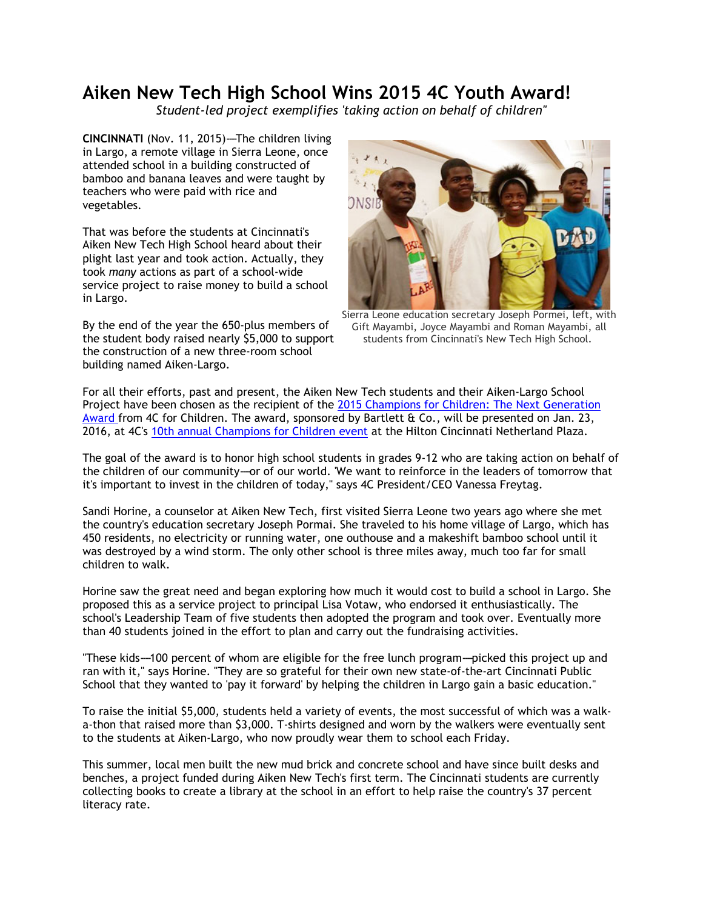# Aiken New Tech High School Wins 2015 4C Youth Award!

*Student-led project exemplifies 'taking action on behalf of children"*

**CINCINNATI** (Nov. 11, 2015)—The children living in Largo, a remote village in Sierra Leone, once attended school in a building constructed of bamboo and banana leaves and were taught by teachers who were paid with rice and vegetables.

That was before the students at Cincinnati's Aiken New Tech High School heard about their plight last year and took action. Actually, they took *many* actions as part of a school-wide service project to raise money to build a school in Largo.

Sierra Leone education secretary Joseph Pormei, left, with Gift Mayambi, Joyce Mayambi and Roman Mayambi, all students from Cincinnati's New Tech High School.

By the end of the year the 650-plus members of the student body raised nearly $5,000 to support the construction of a new three-room school building named Aiken-Largo.

For all their efforts, past and present, the Aiken New Tech students and their Aiken-Largo School Project have been chosen as the recipient of the 2015 Champions for Children: The Next Generation Award from 4C for Children. The award, sponsored by Bartlett & Co., will be presented on Jan. 23, 2016, at 4C's 10th annual Champions for Children event at the Hilton Cincinnati Netherland Plaza.

The goal of the award is to honor high school students in grades 9-12 who are taking action on behalf of the children of our community—or of our world. 'We want to reinforce in the leaders of tomorrow that it's important to invest in the children of today," says 4C President/CEO Vanessa Freytag.

Sandi Horine, a counselor at Aiken New Tech, first visited Sierra Leone two years ago where she met the country's education secretary Joseph Pormai. She traveled to his home village of Largo, which has 450 residents, no electricity or running water, one outhouse and a makeshift bamboo school until it was destroyed by a wind storm. The only other school is three miles away, much too far for small children to walk.

Horine saw the great need and began exploring how much it would cost to build a school in Largo. She proposed this as a service project to principal Lisa Votaw, who endorsed it enthusiastically. The school's Leadership Team of five students then adopted the program and took over. Eventually more than 40 students joined in the effort to plan and carry out the fundraising activities.

"These kids—100 percent of whom are eligible for the free lunch program—picked this project up and ran with it," says Horine. "They are so grateful for their own new state-of-the-art Cincinnati Public School that they wanted to 'pay it forward' by helping the children in Largo gain a basic education."

To raise the initial $5,000, students held a variety of events, the most successful of which was a walk-a-thon that raised more than $3,000. T-shirts designed and worn by the walkers were eventually sent to the students at Aiken-Largo, who now proudly wear them to school each Friday.

This summer, local men built the new mud brick and concrete school and have since built desks and benches, a project funded during Aiken New Tech's first term. The Cincinnati students are currently collecting books to create a library at the school in an effort to help raise the country's 37 percent literacy rate.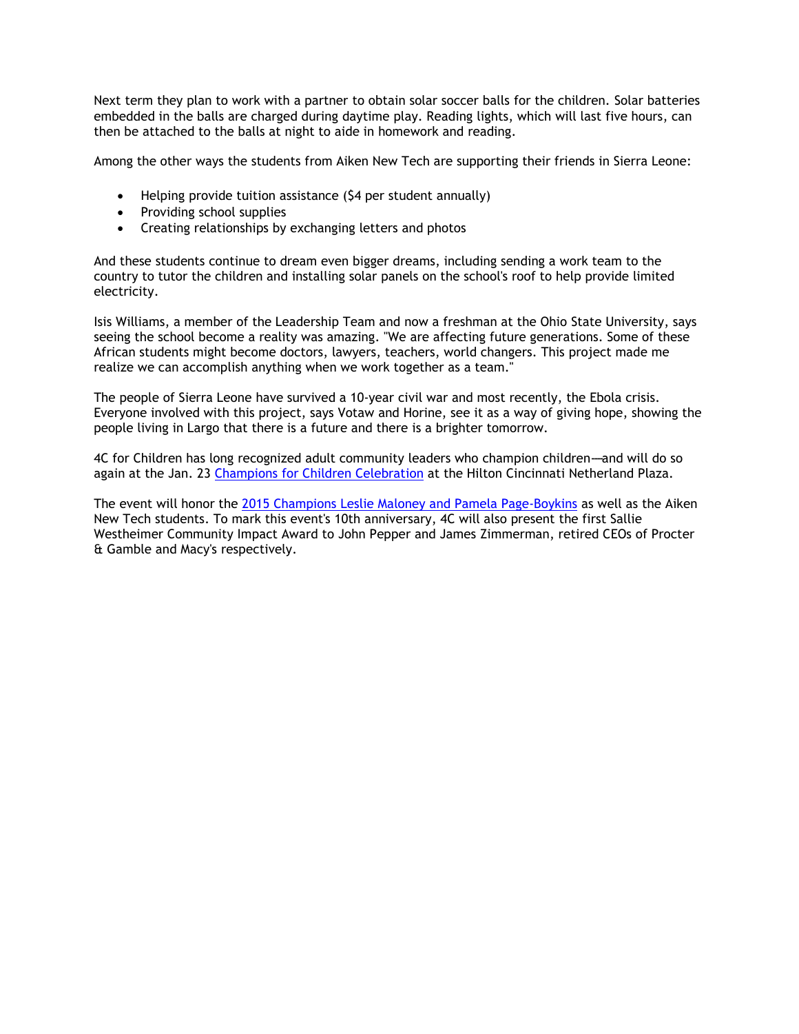Next term they plan to work with a partner to obtain solar soccer balls for the children. Solar batteries embedded in the balls are charged during daytime play. Reading lights, which will last five hours, can then be attached to the balls at night to aide in homework and reading.

Among the other ways the students from Aiken New Tech are supporting their friends in Sierra Leone:

- Helping provide tuition assistance ($4 per student annually)
- Providing school supplies
- Creating relationships by exchanging letters and photos

And these students continue to dream even bigger dreams, including sending a work team to the country to tutor the children and installing solar panels on the school's roof to help provide limited electricity.

Isis Williams, a member of the Leadership Team and now a freshman at the Ohio State University, says seeing the school become a reality was amazing. "We are affecting future generations. Some of these African students might become doctors, lawyers, teachers, world changers. This project made me realize we can accomplish anything when we work together as a team."

The people of Sierra Leone have survived a 10-year civil war and most recently, the Ebola crisis. Everyone involved with this project, says Votaw and Horine, see it as a way of giving hope, showing the people living in Largo that there is a future and there is a brighter tomorrow.

4C for Children has long recognized adult community leaders who champion children—and will do so again at the Jan. 23 Champions for Children Celebration at the Hilton Cincinnati Netherland Plaza.

The event will honor the 2015 Champions Leslie Maloney and Pamela Page-Boykins as well as the Aiken New Tech students. To mark this event's 10th anniversary, 4C will also present the first Sallie Westheimer Community Impact Award to John Pepper and James Zimmerman, retired CEOs of Procter & Gamble and Macy's respectively.